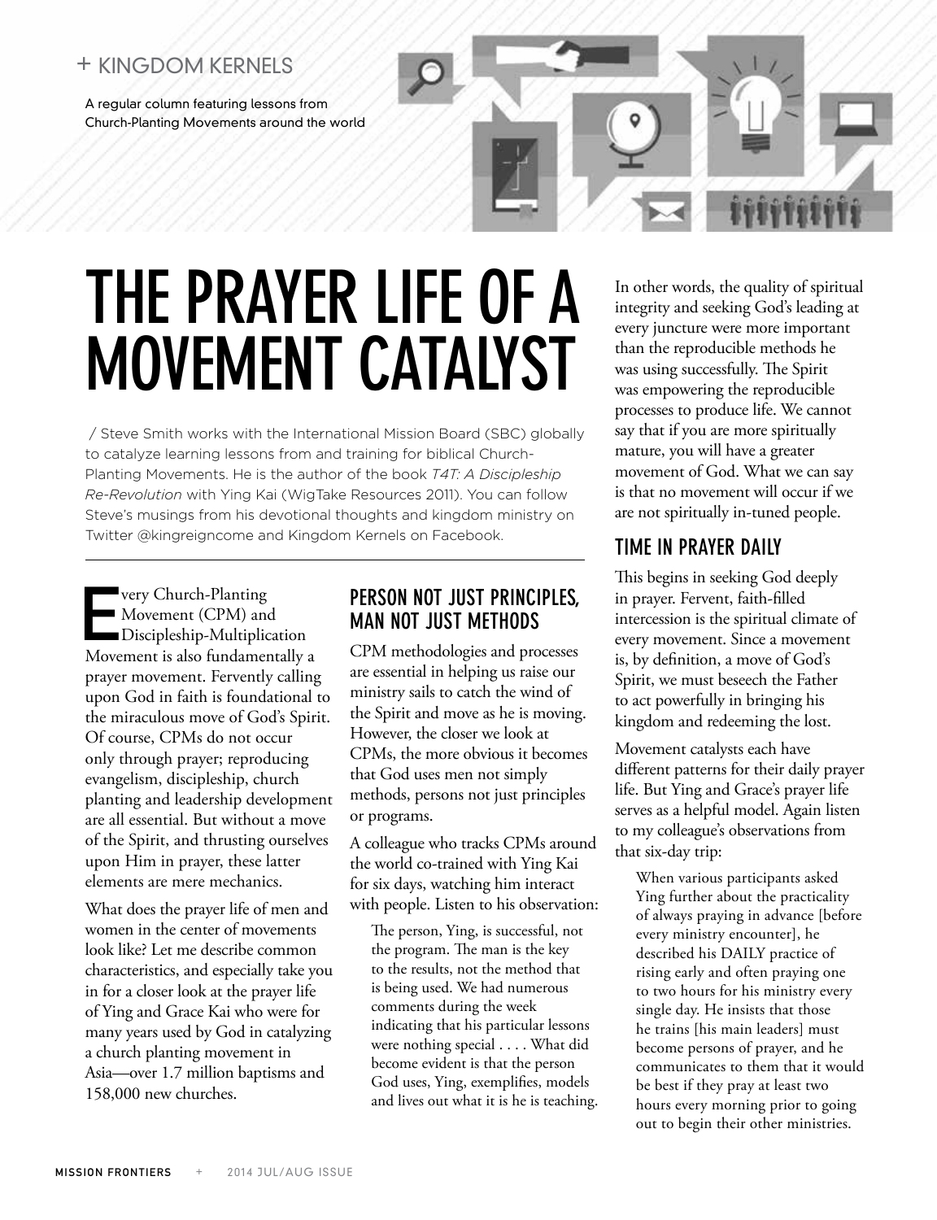+ KINGDOM KERNELS

A regular column featuring lessons from Church-Planting Movements around the world

# THE PRAYER LIFE OF A MOVEMENT CATALYST

/ Steve Smith works with the International Mission Board (SBC) globally to catalyze learning lessons from and training for biblical Church-Planting Movements. He is the author of the book *T4T: A Discipleship Re-Revolution* with Ying Kai (WigTake Resources 2011). You can follow Steve's musings from his devotional thoughts and kingdom ministry on Twitter @kingreigncome and Kingdom Kernels on Facebook.

---

Every Church-Planting Movement (CPM) and Discipleship-Multiplication Movement is also fundamentally a prayer movement. Fervently calling upon God in faith is foundational to the miraculous move of God's Spirit. Of course, CPMs do not occur only through prayer; reproducing evangelism, discipleship, church planting and leadership development are all essential. But without a move of the Spirit, and thrusting ourselves upon Him in prayer, these latter elements are mere mechanics.

What does the prayer life of men and women in the center of movements look like? Let me describe common characteristics, and especially take you in for a closer look at the prayer life of Ying and Grace Kai who were for many years used by God in catalyzing a church planting movement in Asia—over 1.7 million baptisms and 158,000 new churches.

## PERSON NOT JUST PRINCIPLES, MAN NOT JUST METHODS

CPM methodologies and processes are essential in helping us raise our ministry sails to catch the wind of the Spirit and move as he is moving. However, the closer we look at CPMs, the more obvious it becomes that God uses men not simply methods, persons not just principles or programs.

A colleague who tracks CPMs around the world co-trained with Ying Kai for six days, watching him interact with people. Listen to his observation:

> The person, Ying, is successful, not the program. The man is the key to the results, not the method that is being used. We had numerous comments during the week indicating that his particular lessons were nothing special . . . . What did become evident is that the person God uses, Ying, exemplifies, models and lives out what it is he is teaching.

In other words, the quality of spiritual integrity and seeking God's leading at every juncture were more important than the reproducible methods he was using successfully. The Spirit was empowering the reproducible processes to produce life. We cannot say that if you are more spiritually mature, you will have a greater movement of God. What we can say is that no movement will occur if we are not spiritually in-tuned people.

## TIME IN PRAYER DAILY

This begins in seeking God deeply in prayer. Fervent, faith-filled intercession is the spiritual climate of every movement. Since a movement is, by definition, a move of God's Spirit, we must beseech the Father to act powerfully in bringing his kingdom and redeeming the lost.

Movement catalysts each have different patterns for their daily prayer life. But Ying and Grace's prayer life serves as a helpful model. Again listen to my colleague's observations from that six-day trip:

> When various participants asked Ying further about the practicality of always praying in advance [before every ministry encounter], he described his DAILY practice of rising early and often praying one to two hours for his ministry every single day. He insists that those he trains [his main leaders] must become persons of prayer, and he communicates to them that it would be best if they pray at least two hours every morning prior to going out to begin their other ministries.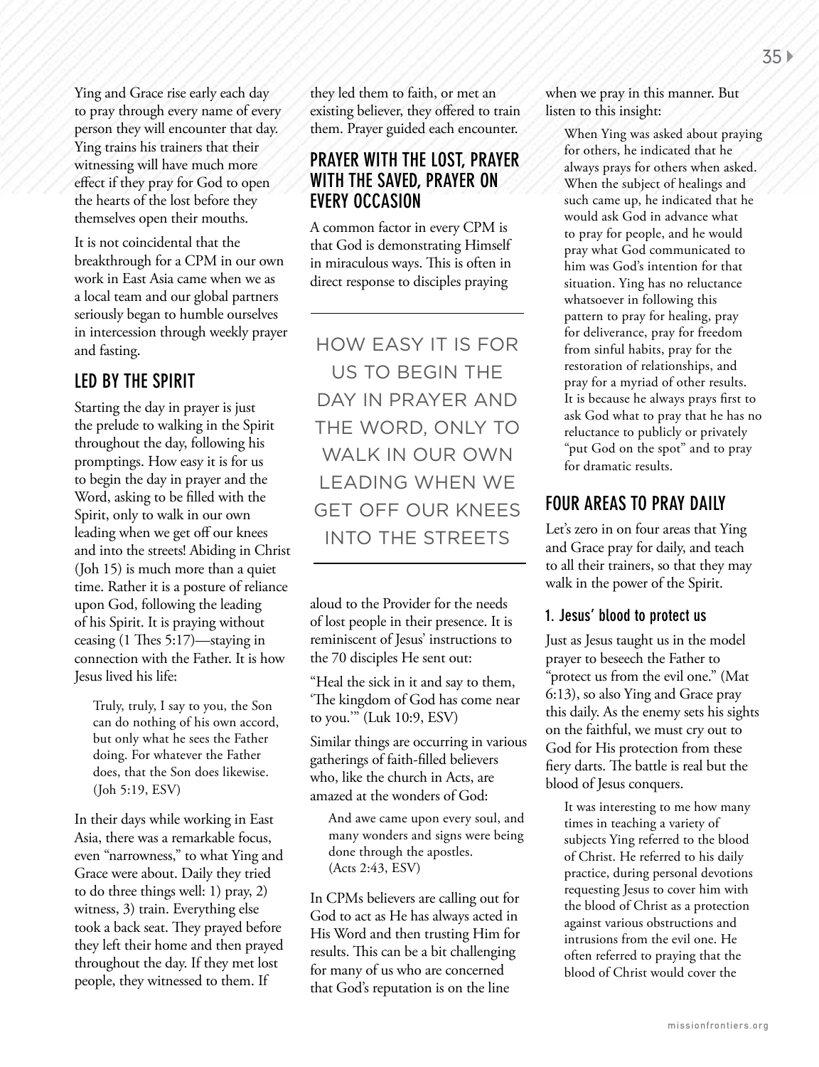Ying and Grace rise early each day to pray through every name of every person they will encounter that day. Ying trains his trainers that their witnessing will have much more effect if they pray for God to open the hearts of the lost before they themselves open their mouths.

It is not coincidental that the breakthrough for a CPM in our own work in East Asia came when we as a local team and our global partners seriously began to humble ourselves in intercession through weekly prayer and fasting.

## LED BY THE SPIRIT

Starting the day in prayer is just the prelude to walking in the Spirit throughout the day, following his promptings. How easy it is for us to begin the day in prayer and the Word, asking to be filled with the Spirit, only to walk in our own leading when we get off our knees and into the streets! Abiding in Christ (Joh 15) is much more than a quiet time. Rather it is a posture of reliance upon God, following the leading of his Spirit. It is praying without ceasing (1 Thes 5:17)—staying in connection with the Father. It is how Jesus lived his life:

> Truly, truly, I say to you, the Son can do nothing of his own accord, but only what he sees the Father doing. For whatever the Father does, that the Son does likewise. (Joh 5:19, ESV)

In their days while working in East Asia, there was a remarkable focus, even "narrowness," to what Ying and Grace were about. Daily they tried to do three things well: 1) pray, 2) witness, 3) train. Everything else took a back seat. They prayed before they left their home and then prayed throughout the day. If they met lost people, they witnessed to them. If they led them to faith, or met an existing believer, they offered to train them. Prayer guided each encounter.

## PRAYER WITH THE LOST, PRAYER WITH THE SAVED, PRAYER ON EVERY OCCASION

A common factor in every CPM is that God is demonstrating Himself in miraculous ways. This is often in direct response to disciples praying aloud to the Provider for the needs of lost people in their presence. It is reminiscent of Jesus' instructions to the 70 disciples He sent out:

"Heal the sick in it and say to them, 'The kingdom of God has come near to you.'" (Luk 10:9, ESV)

Similar things are occurring in various gatherings of faith-filled believers who, like the church in Acts, are amazed at the wonders of God:

> And awe came upon every soul, and many wonders and signs were being done through the apostles. (Acts 2:43, ESV)

In CPMs believers are calling out for God to act as He has always acted in His Word and then trusting Him for results. This can be a bit challenging for many of us who are concerned that God's reputation is on the line when we pray in this manner. But listen to this insight:

> When Ying was asked about praying for others, he indicated that he always prays for others when asked. When the subject of healings and such came up, he indicated that he would ask God in advance what to pray for people, and he would pray what God communicated to him was God's intention for that situation. Ying has no reluctance whatsoever in following this pattern to pray for healing, pray for deliverance, pray for freedom from sinful habits, pray for the restoration of relationships, and pray for a myriad of other results. It is because he always prays first to ask God what to pray that he has no reluctance to publicly or privately "put God on the spot" and to pray for dramatic results.

HOW EASY IT IS FOR US TO BEGIN THE DAY IN PRAYER AND THE WORD, ONLY TO WALK IN OUR OWN LEADING WHEN WE GET OFF OUR KNEES INTO THE STREETS

## FOUR AREAS TO PRAY DAILY

Let's zero in on four areas that Ying and Grace pray for daily, and teach to all their trainers, so that they may walk in the power of the Spirit.

### 1. Jesus' blood to protect us

Just as Jesus taught us in the model prayer to beseech the Father to "protect us from the evil one." (Mat 6:13), so also Ying and Grace pray this daily. As the enemy sets his sights on the faithful, we must cry out to God for His protection from these fiery darts. The battle is real but the blood of Jesus conquers.

> It was interesting to me how many times in teaching a variety of subjects Ying referred to the blood of Christ. He referred to his daily practice, during personal devotions requesting Jesus to cover him with the blood of Christ as a protection against various obstructions and intrusions from the evil one. He often referred to praying that the blood of Christ would cover the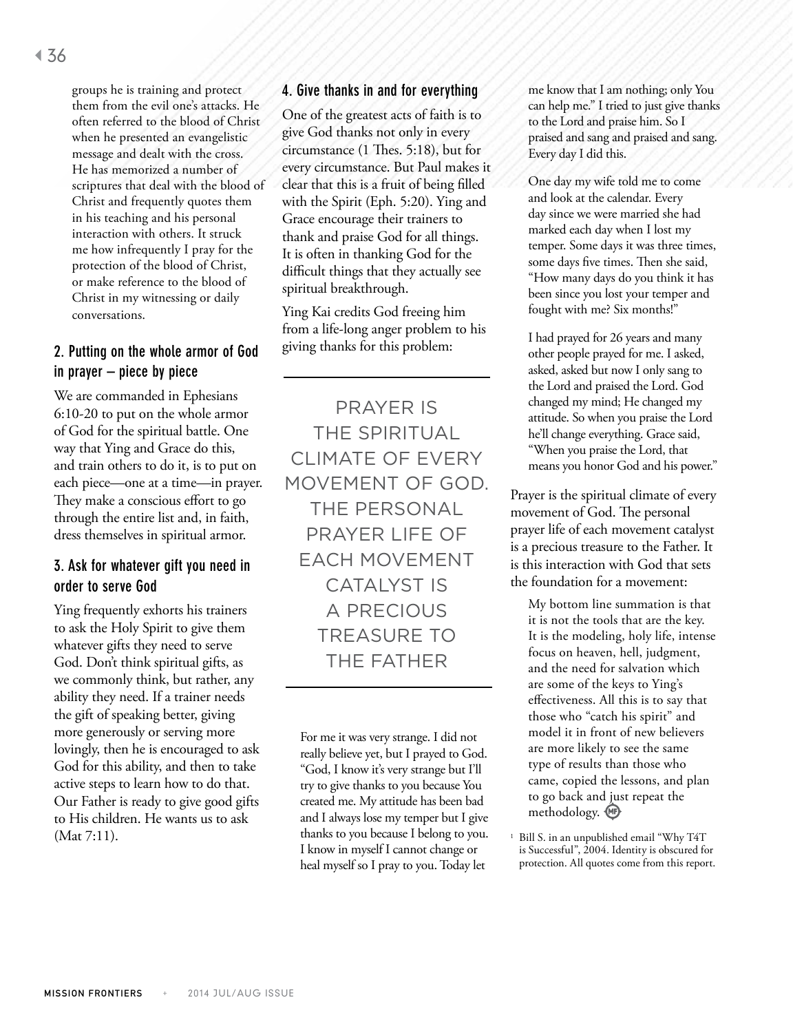> groups he is training and protect them from the evil one's attacks. He often referred to the blood of Christ when he presented an evangelistic message and dealt with the cross. He has memorized a number of scriptures that deal with the blood of Christ and frequently quotes them in his teaching and his personal interaction with others. It struck me how infrequently I pray for the protection of the blood of Christ, or make reference to the blood of Christ in my witnessing or daily conversations.

### 2. Putting on the whole armor of God in prayer – piece by piece

We are commanded in Ephesians 6:10-20 to put on the whole armor of God for the spiritual battle. One way that Ying and Grace do this, and train others to do it, is to put on each piece—one at a time—in prayer. They make a conscious effort to go through the entire list and, in faith, dress themselves in spiritual armor.

### 3. Ask for whatever gift you need in order to serve God

Ying frequently exhorts his trainers to ask the Holy Spirit to give them whatever gifts they need to serve God. Don't think spiritual gifts, as we commonly think, but rather, any ability they need. If a trainer needs the gift of speaking better, giving more generously or serving more lovingly, then he is encouraged to ask God for this ability, and then to take active steps to learn how to do that. Our Father is ready to give good gifts to His children. He wants us to ask (Mat 7:11).

### 4. Give thanks in and for everything

One of the greatest acts of faith is to give God thanks not only in every circumstance (1 Thes. 5:18), but for every circumstance. But Paul makes it clear that this is a fruit of being filled with the Spirit (Eph. 5:20). Ying and Grace encourage their trainers to thank and praise God for all things. It is often in thanking God for the difficult things that they actually see spiritual breakthrough.

Ying Kai credits God freeing him from a life-long anger problem to his giving thanks for this problem:

> PRAYER IS THE SPIRITUAL CLIMATE OF EVERY MOVEMENT OF GOD. THE PERSONAL PRAYER LIFE OF EACH MOVEMENT CATALYST IS A PRECIOUS TREASURE TO THE FATHER

> For me it was very strange. I did not really believe yet, but I prayed to God. "God, I know it's very strange but I'll try to give thanks to you because You created me. My attitude has been bad and I always lose my temper but I give thanks to you because I belong to you. I know in myself I cannot change or heal myself so I pray to you. Today let me know that I am nothing; only You can help me." I tried to just give thanks to the Lord and praise him. So I praised and sang and praised and sang. Every day I did this.
>
> One day my wife told me to come and look at the calendar. Every day since we were married she had marked each day when I lost my temper. Some days it was three times, some days five times. Then she said, "How many days do you think it has been since you lost your temper and fought with me? Six months!"
>
> I had prayed for 26 years and many other people prayed for me. I asked, asked, asked but now I only sang to the Lord and praised the Lord. God changed my mind; He changed my attitude. So when you praise the Lord he'll change everything. Grace said, "When you praise the Lord, that means you honor God and his power."

Prayer is the spiritual climate of every movement of God. The personal prayer life of each movement catalyst is a precious treasure to the Father. It is this interaction with God that sets the foundation for a movement:

> My bottom line summation is that it is not the tools that are the key. It is the modeling, holy life, intense focus on heaven, hell, judgment, and the need for salvation which are some of the keys to Ying's effectiveness. All this is to say that those who "catch his spirit" and model it in front of new believers are more likely to see the same type of results than those who came, copied the lessons, and plan to go back and just repeat the methodology.

[1] Bill S. in an unpublished email "Why T4T is Successful", 2004. Identity is obscured for protection. All quotes come from this report.